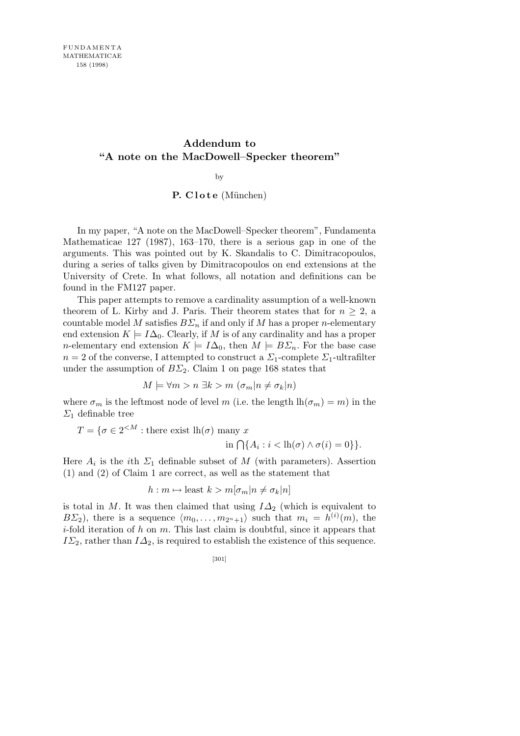# Addendum to "A note on the MacDowell–Specker theorem"

by

**P. Clote** (München)

In my paper, "A note on the MacDowell–Specker theorem", Fundamenta Mathematicae 127 (1987), 163–170, there is a serious gap in one of the arguments. This was pointed out by K. Skandalis to C. Dimitracopoulos, during a series of talks given by Dimitracopoulos on end extensions at the University of Crete. In what follows, all notation and definitions can be found in the FM127 paper.

This paper attempts to remove a cardinality assumption of a well-known theorem of L. Kirby and J. Paris. Their theorem states that for $n \geq 2$, a countable model $M$ satisfies $B\Sigma_n$ if and only if $M$ has a proper $n$-elementary end extension $K \models I\Delta_0$. Clearly, if $M$ is of any cardinality and has a proper $n$-elementary end extension $K \models I\Delta_0$, then $M \models B\Sigma_n$. For the base case $n = 2$ of the converse, I attempted to construct a $\Sigma_1$-complete $\Sigma_1$-ultrafilter under the assumption of $B\Sigma_2$. Claim 1 on page 168 states that

$$M \models \forall m > n \; \exists k > m \; (\sigma_m | n \neq \sigma_k | n)$$

where $\sigma_m$ is the leftmost node of level $m$ (i.e. the length $\mathrm{lh}(\sigma_m) = m$) in the $\Sigma_1$ definable tree

$$T = \{\sigma \in 2^{<M} : \text{there exist } \mathrm{lh}(\sigma) \text{ many } x \text{ in } \bigcap\{A_i : i < \mathrm{lh}(\sigma) \wedge \sigma(i) = 0\}\}.$$

Here $A_i$ is the $i$th $\Sigma_1$ definable subset of $M$ (with parameters). Assertion (1) and (2) of Claim 1 are correct, as well as the statement that

$$h : m \mapsto \text{least } k > m[\sigma_m | n \neq \sigma_k | n]$$

is total in $M$. It was then claimed that using $I\Delta_2$ (which is equivalent to $B\Sigma_2$), there is a sequence $\langle m_0, \ldots, m_{2^n+1} \rangle$ such that $m_i = h^{(i)}(m)$, the $i$-fold iteration of $h$ on $m$. This last claim is doubtful, since it appears that $I\Sigma_2$, rather than $I\Delta_2$, is required to establish the existence of this sequence.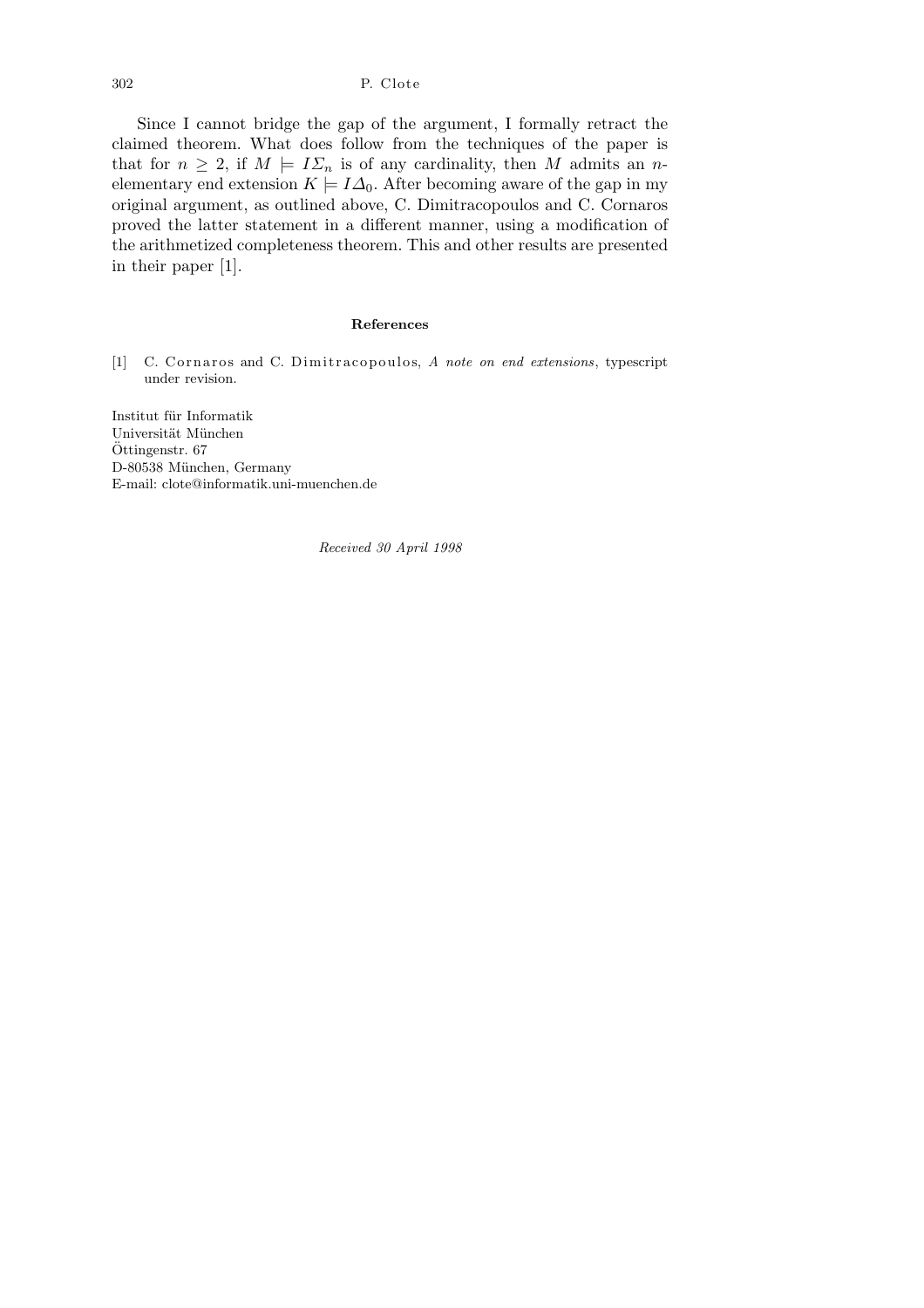Since I cannot bridge the gap of the argument, I formally retract the claimed theorem. What does follow from the techniques of the paper is that for $n \geq 2$, if $M \models I\Sigma_n$ is of any cardinality, then $M$ admits an $n$-elementary end extension $K \models I\Delta_0$. After becoming aware of the gap in my original argument, as outlined above, C. Dimitracopoulos and C. Cornaros proved the latter statement in a different manner, using a modification of the arithmetized completeness theorem. This and other results are presented in their paper [1].

### References

[1] C. Cornaros and C. Dimitracopoulos, *A note on end extensions*, typescript under revision.

Institut für Informatik
Universität München
Öttingenstr. 67
D-80538 München, Germany
E-mail: clote@informatik.uni-muenchen.de

*Received 30 April 1998*